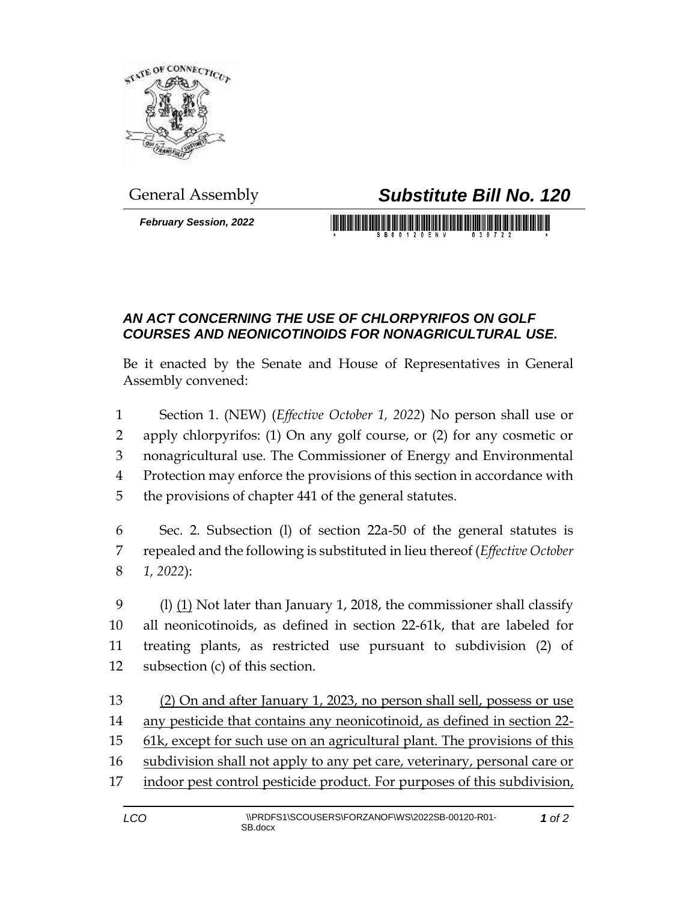General Assembly

# *Substitute Bill No. 120*

***February Session, 2022***

## *AN ACT CONCERNING THE USE OF CHLORPYRIFOS ON GOLF COURSES AND NEONICOTINOIDS FOR NONAGRICULTURAL USE.*

Be it enacted by the Senate and House of Representatives in General Assembly convened:

1 Section 1. (NEW) (*Effective October 1, 2022*) No person shall use or
2 apply chlorpyrifos: (1) On any golf course, or (2) for any cosmetic or
3 nonagricultural use. The Commissioner of Energy and Environmental
4 Protection may enforce the provisions of this section in accordance with
5 the provisions of chapter 441 of the general statutes.

6 Sec. 2. Subsection (l) of section 22a-50 of the general statutes is
7 repealed and the following is substituted in lieu thereof (*Effective October*
8 *1, 2022*):

9 (l) <u>(1)</u> Not later than January 1, 2018, the commissioner shall classify
10 all neonicotinoids, as defined in section 22-61k, that are labeled for
11 treating plants, as restricted use pursuant to subdivision (2) of
12 subsection (c) of this section.

13 <u>(2) On and after January 1, 2023, no person shall sell, possess or use</u>
14 <u>any pesticide that contains any neonicotinoid, as defined in section 22-</u>
15 <u>61k, except for such use on an agricultural plant. The provisions of this</u>
16 <u>subdivision shall not apply to any pet care, veterinary, personal care or</u>
17 <u>indoor pest control pesticide product. For purposes of this subdivision,</u>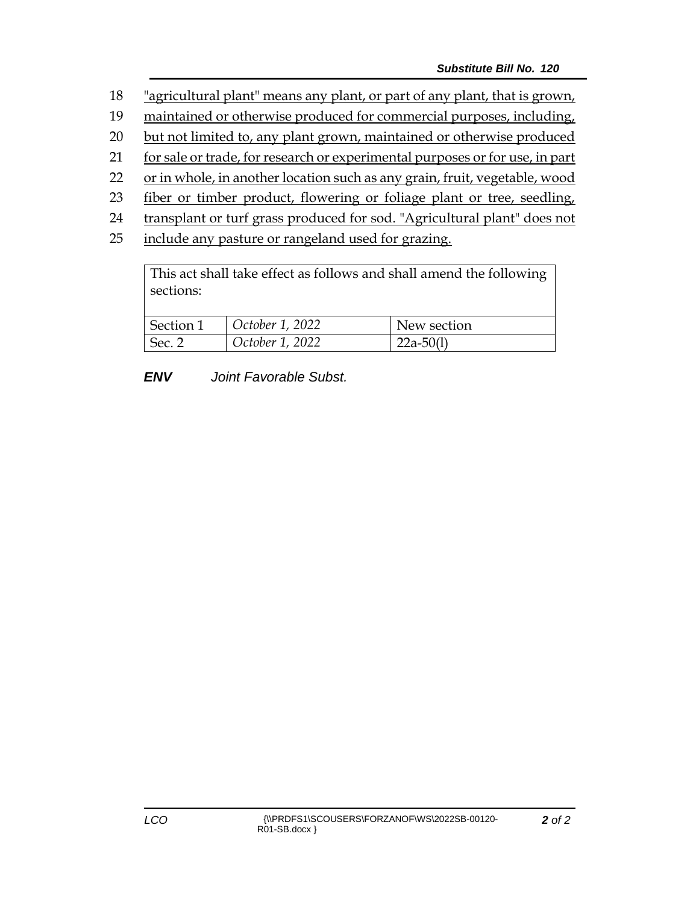18 "agricultural plant" means any plant, or part of any plant, that is grown,
19 maintained or otherwise produced for commercial purposes, including,
20 but not limited to, any plant grown, maintained or otherwise produced
21 for sale or trade, for research or experimental purposes or for use, in part
22 or in whole, in another location such as any grain, fruit, vegetable, wood
23 fiber or timber product, flowering or foliage plant or tree, seedling,
24 transplant or turf grass produced for sod. "Agricultural plant" does not
25 include any pasture or rangeland used for grazing.

| This act shall take effect as follows and shall amend the following sections: | | |
|---|---|---|
| Section 1 | *October 1, 2022* | New section |
| Sec. 2 | *October 1, 2022* | 22a-50(l) |

***ENV*** *Joint Favorable Subst.*